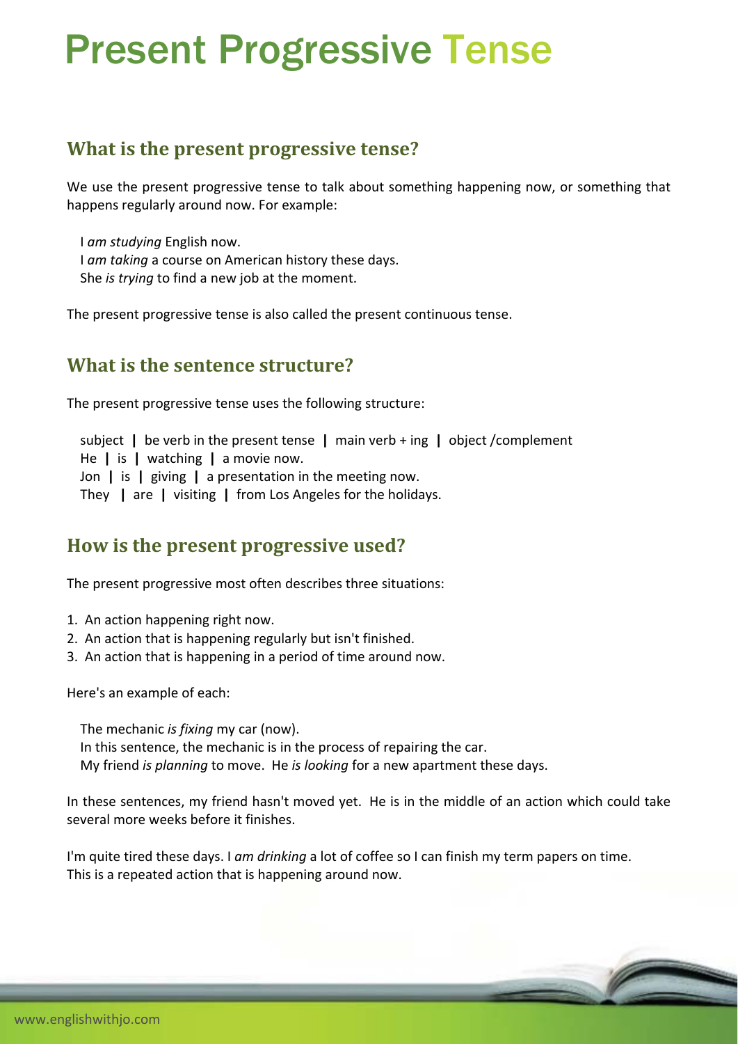# Present Progressive Tense

## What is the present progressive tense?

We use the present progressive tense to talk about something happening now, or something that happens regularly around now. For example:

I *am studying* English now.
I *am taking* a course on American history these days.
She *is trying* to find a new job at the moment.

The present progressive tense is also called the present continuous tense.

## What is the sentence structure?

The present progressive tense uses the following structure:

subject **|** be verb in the present tense **|** main verb + ing **|** object /complement
He **|** is **|** watching **|** a movie now.
Jon **|** is **|** giving **|** a presentation in the meeting now.
They **|** are **|** visiting **|** from Los Angeles for the holidays.

## How is the present progressive used?

The present progressive most often describes three situations:

1. An action happening right now.
2. An action that is happening regularly but isn't finished.
3. An action that is happening in a period of time around now.

Here's an example of each:

The mechanic *is fixing* my car (now).
In this sentence, the mechanic is in the process of repairing the car.
My friend *is planning* to move. He *is looking* for a new apartment these days.

In these sentences, my friend hasn't moved yet. He is in the middle of an action which could take several more weeks before it finishes.

I'm quite tired these days. I *am drinking* a lot of coffee so I can finish my term papers on time.
This is a repeated action that is happening around now.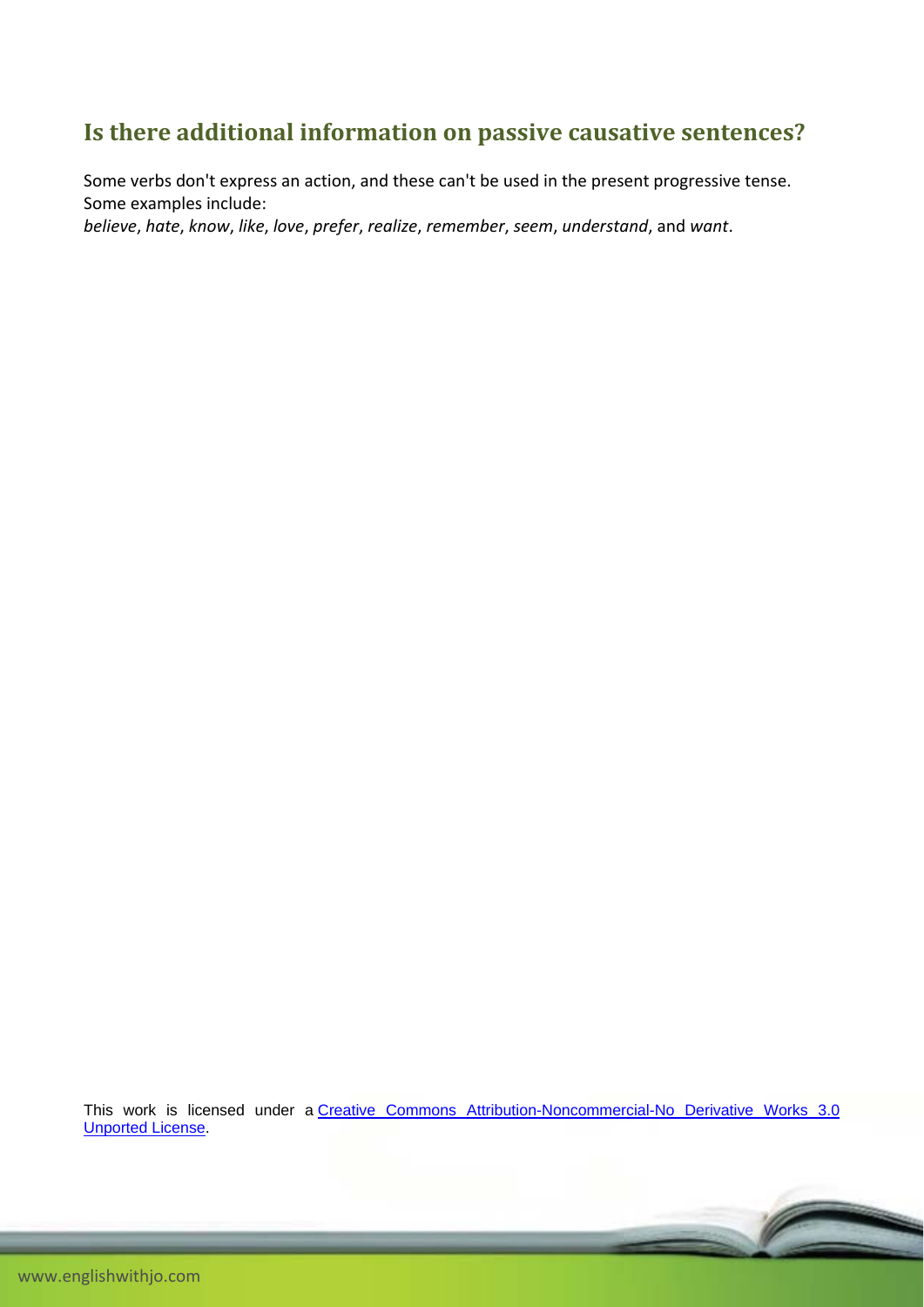## Is there additional information on passive causative sentences?

Some verbs don't express an action, and these can't be used in the present progressive tense. Some examples include:
*believe*, *hate*, *know*, *like*, *love*, *prefer*, *realize*, *remember*, *seem*, *understand*, and *want*.

This work is licensed under a [Creative Commons Attribution-Noncommercial-No Derivative Works 3.0 Unported License](http://creativecommons.org/licenses/by-nc-nd/3.0/).